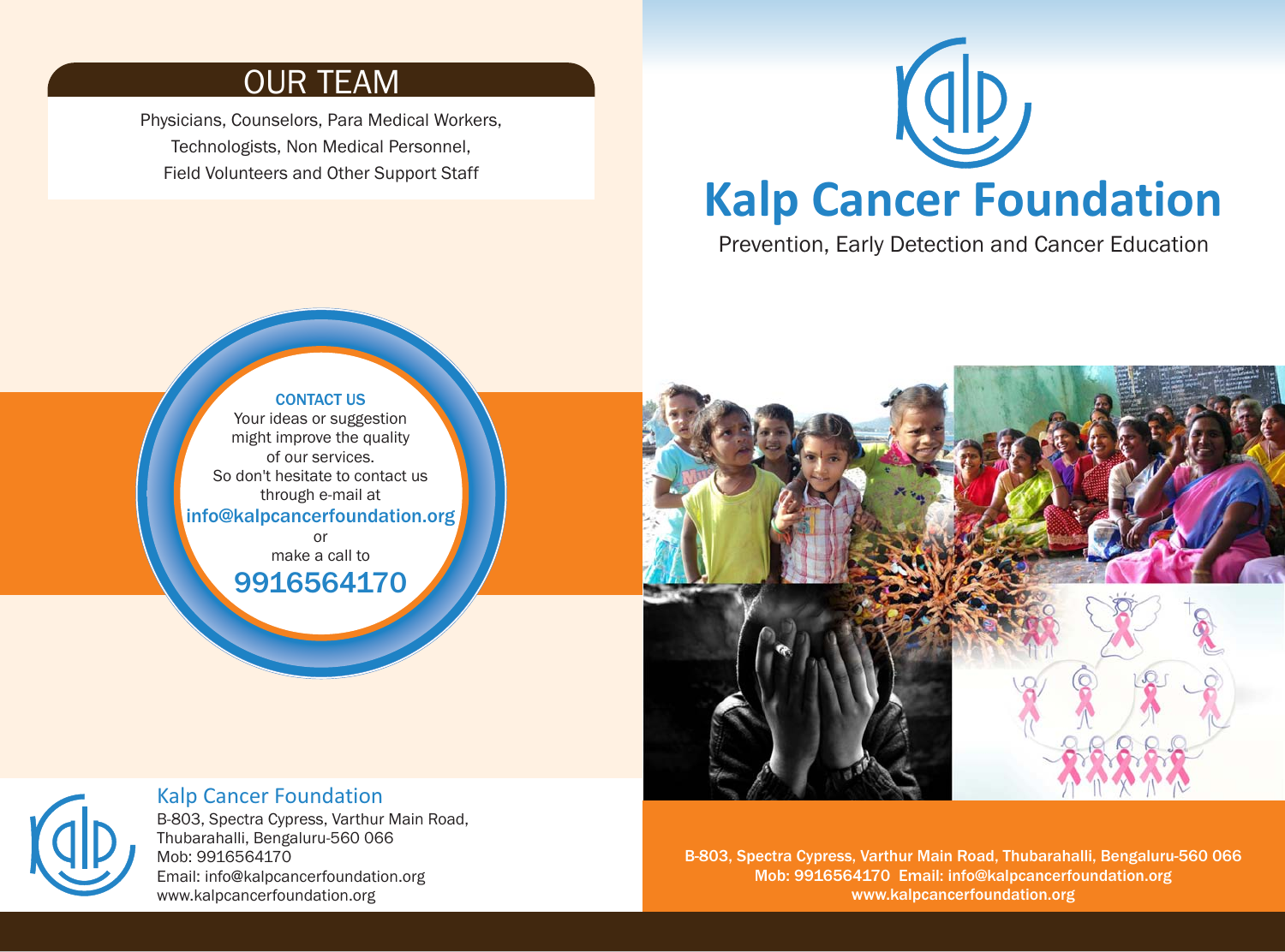## OUR TEAM

Physicians, Counselors, Para Medical Workers, Technologists, Non Medical Personnel, Field Volunteers and Other Support Staff

**CONTACT US**

Your ideas or suggestion might improve the quality of our services. So don't hesitate to contact us through e-mail at

**info@kalpcancerfoundation.org**

or

make a call to

**9916564170**

**Kalp Cancer Foundation**

B-803, Spectra Cypress, Varthur Main Road, Thubarahalli, Bengaluru-560 066
Mob: 9916564170
Email: info@kalpcancerfoundation.org
www.kalpcancerfoundation.org

# Kalp Cancer Foundation

Prevention, Early Detection and Cancer Education

B-803, Spectra Cypress, Varthur Main Road, Thubarahalli, Bengaluru-560 066
Mob: 9916564170 Email: info@kalpcancerfoundation.org
www.kalpcancerfoundation.org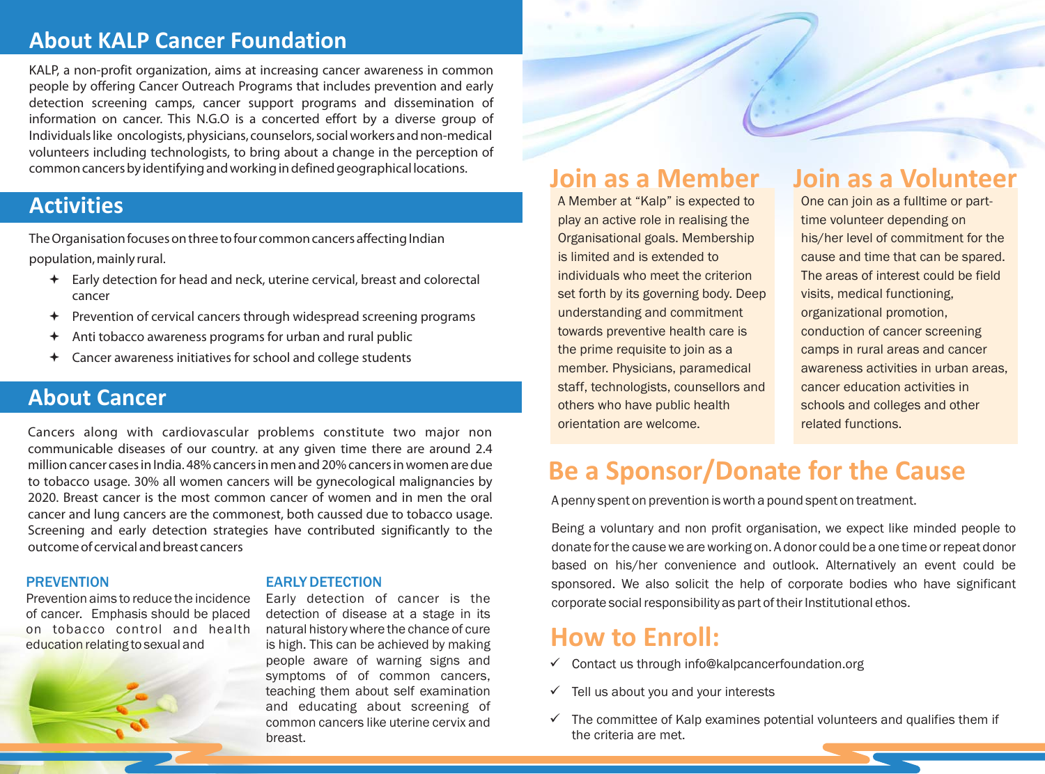## About KALP Cancer Foundation

KALP, a non-profit organization, aims at increasing cancer awareness in common people by offering Cancer Outreach Programs that includes prevention and early detection screening camps, cancer support programs and dissemination of information on cancer. This N.G.O is a concerted effort by a diverse group of Individuals like oncologists, physicians, counselors, social workers and non-medical volunteers including technologists, to bring about a change in the perception of common cancers by identifying and working in defined geographical locations.

## Activities

The Organisation focuses on three to four common cancers affecting Indian population, mainly rural.

- Early detection for head and neck, uterine cervical, breast and colorectal cancer
- Prevention of cervical cancers through widespread screening programs
- Anti tobacco awareness programs for urban and rural public
- Cancer awareness initiatives for school and college students

## About Cancer

Cancers along with cardiovascular problems constitute two major non communicable diseases of our country. at any given time there are around 2.4 million cancer cases in India. 48% cancers in men and 20% cancers in women are due to tobacco usage. 30% all women cancers will be gynecological malignancies by 2020. Breast cancer is the most common cancer of women and in men the oral cancer and lung cancers are the commonest, both caussed due to tobacco usage. Screening and early detection strategies have contributed significantly to the outcome of cervical and breast cancers

### PREVENTION

Prevention aims to reduce the incidence of cancer. Emphasis should be placed on tobacco control and health education relating to sexual and

### EARLY DETECTION

Early detection of cancer is the detection of disease at a stage in its natural history where the chance of cure is high. This can be achieved by making people aware of warning signs and symptoms of of common cancers, teaching them about self examination and educating about screening of common cancers like uterine cervix and breast.

## Join as a Member

A Member at "Kalp" is expected to play an active role in realising the Organisational goals. Membership is limited and is extended to individuals who meet the criterion set forth by its governing body. Deep understanding and commitment towards preventive health care is the prime requisite to join as a member. Physicians, paramedical staff, technologists, counsellors and others who have public health orientation are welcome.

## Join as a Volunteer

One can join as a fulltime or part-time volunteer depending on his/her level of commitment for the cause and time that can be spared. The areas of interest could be field visits, medical functioning, organizational promotion, conduction of cancer screening camps in rural areas and cancer awareness activities in urban areas, cancer education activities in schools and colleges and other related functions.

## Be a Sponsor/Donate for the Cause

A penny spent on prevention is worth a pound spent on treatment.

Being a voluntary and non profit organisation, we expect like minded people to donate for the cause we are working on. A donor could be a one time or repeat donor based on his/her convenience and outlook. Alternatively an event could be sponsored. We also solicit the help of corporate bodies who have significant corporate social responsibility as part of their Institutional ethos.

## How to Enroll:

- ✓ Contact us through info@kalpcancerfoundation.org
- ✓ Tell us about you and your interests
- ✓ The committee of Kalp examines potential volunteers and qualifies them if the criteria are met.